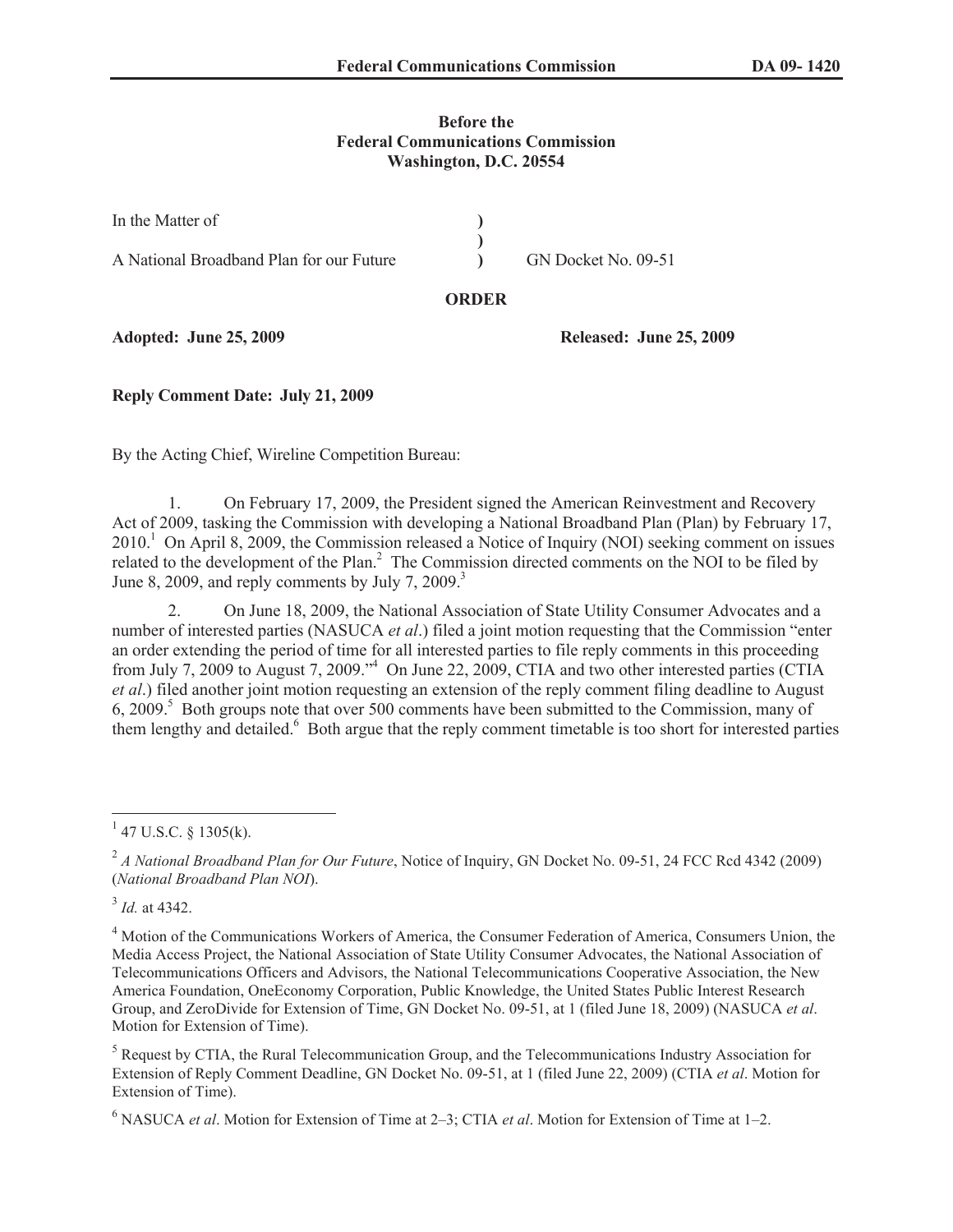**Before the**
**Federal Communications Commission**
**Washington, D.C. 20554**

| | | |
|---|---|---|
| In the Matter of | ) | |
| | ) | |
| A National Broadband Plan for our Future | ) | GN Docket No. 09-51 |

**ORDER**

**Adopted: June 25, 2009** **Released: June 25, 2009**

**Reply Comment Date: July 21, 2009**

By the Acting Chief, Wireline Competition Bureau:

1. On February 17, 2009, the President signed the American Reinvestment and Recovery Act of 2009, tasking the Commission with developing a National Broadband Plan (Plan) by February 17, 2010.[1] On April 8, 2009, the Commission released a Notice of Inquiry (NOI) seeking comment on issues related to the development of the Plan.[2] The Commission directed comments on the NOI to be filed by June 8, 2009, and reply comments by July 7, 2009.[3]

2. On June 18, 2009, the National Association of State Utility Consumer Advocates and a number of interested parties (NASUCA *et al*.) filed a joint motion requesting that the Commission "enter an order extending the period of time for all interested parties to file reply comments in this proceeding from July 7, 2009 to August 7, 2009."[4] On June 22, 2009, CTIA and two other interested parties (CTIA *et al*.) filed another joint motion requesting an extension of the reply comment filing deadline to August 6, 2009.[5] Both groups note that over 500 comments have been submitted to the Commission, many of them lengthy and detailed.[6] Both argue that the reply comment timetable is too short for interested parties

---

[1] 47 U.S.C. § 1305(k).

[2] *A National Broadband Plan for Our Future*, Notice of Inquiry, GN Docket No. 09-51, 24 FCC Rcd 4342 (2009) (*National Broadband Plan NOI*).

[3] *Id.* at 4342.

[4] Motion of the Communications Workers of America, the Consumer Federation of America, Consumers Union, the Media Access Project, the National Association of State Utility Consumer Advocates, the National Association of Telecommunications Officers and Advisors, the National Telecommunications Cooperative Association, the New America Foundation, OneEconomy Corporation, Public Knowledge, the United States Public Interest Research Group, and ZeroDivide for Extension of Time, GN Docket No. 09-51, at 1 (filed June 18, 2009) (NASUCA *et al*. Motion for Extension of Time).

[5] Request by CTIA, the Rural Telecommunication Group, and the Telecommunications Industry Association for Extension of Reply Comment Deadline, GN Docket No. 09-51, at 1 (filed June 22, 2009) (CTIA *et al*. Motion for Extension of Time).

[6] NASUCA *et al*. Motion for Extension of Time at 2–3; CTIA *et al*. Motion for Extension of Time at 1–2.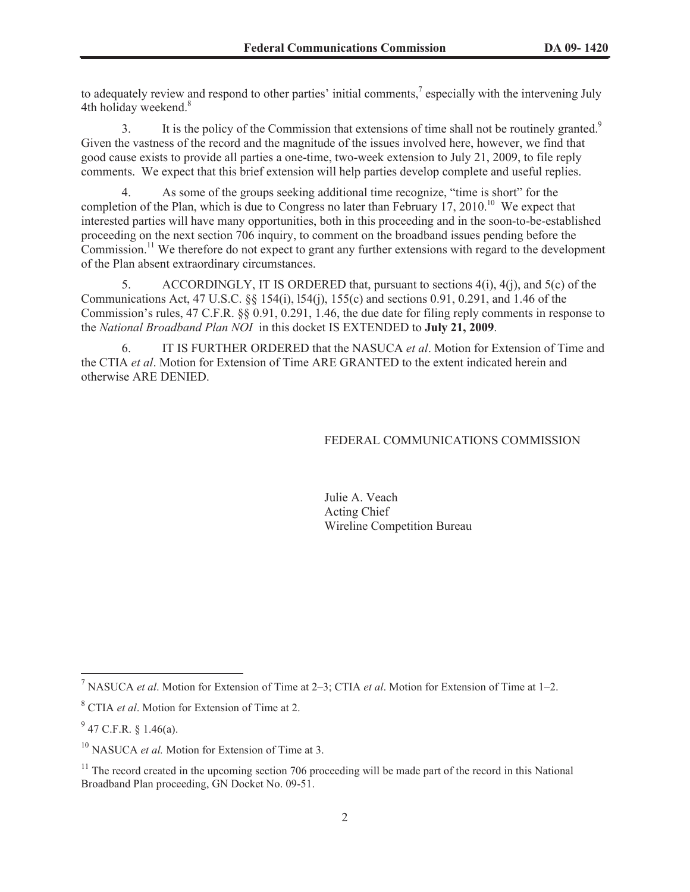to adequately review and respond to other parties' initial comments,[7] especially with the intervening July 4th holiday weekend.[8]

3. It is the policy of the Commission that extensions of time shall not be routinely granted.[9] Given the vastness of the record and the magnitude of the issues involved here, however, we find that good cause exists to provide all parties a one-time, two-week extension to July 21, 2009, to file reply comments. We expect that this brief extension will help parties develop complete and useful replies.

4. As some of the groups seeking additional time recognize, "time is short" for the completion of the Plan, which is due to Congress no later than February 17, 2010.[10] We expect that interested parties will have many opportunities, both in this proceeding and in the soon-to-be-established proceeding on the next section 706 inquiry, to comment on the broadband issues pending before the Commission.[11] We therefore do not expect to grant any further extensions with regard to the development of the Plan absent extraordinary circumstances.

5. ACCORDINGLY, IT IS ORDERED that, pursuant to sections 4(i), 4(j), and 5(c) of the Communications Act, 47 U.S.C. §§ 154(i), l54(j), 155(c) and sections 0.91, 0.291, and 1.46 of the Commission's rules, 47 C.F.R. §§ 0.91, 0.291, 1.46, the due date for filing reply comments in response to the *National Broadband Plan NOI* in this docket IS EXTENDED to **July 21, 2009**.

6. IT IS FURTHER ORDERED that the NASUCA *et al*. Motion for Extension of Time and the CTIA *et al*. Motion for Extension of Time ARE GRANTED to the extent indicated herein and otherwise ARE DENIED.

FEDERAL COMMUNICATIONS COMMISSION

Julie A. Veach
Acting Chief
Wireline Competition Bureau

---

[7] NASUCA *et al*. Motion for Extension of Time at 2–3; CTIA *et al*. Motion for Extension of Time at 1–2.

[8] CTIA *et al*. Motion for Extension of Time at 2.

[9] 47 C.F.R. § 1.46(a).

[10] NASUCA *et al.* Motion for Extension of Time at 3.

[11] The record created in the upcoming section 706 proceeding will be made part of the record in this National Broadband Plan proceeding, GN Docket No. 09-51.